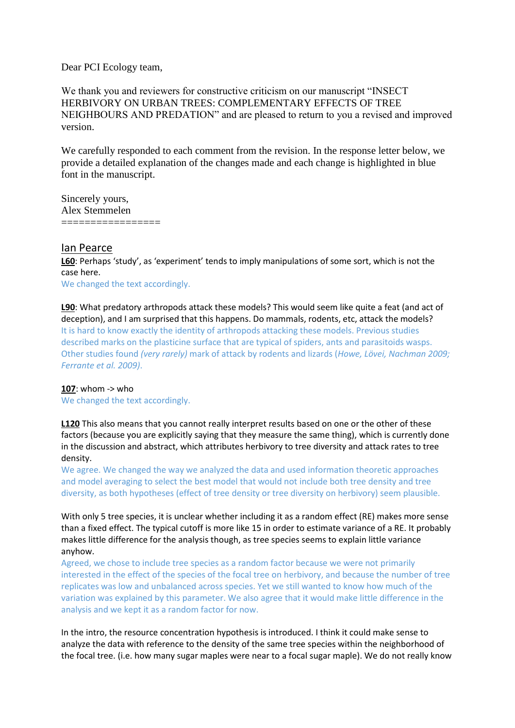Dear PCI Ecology team,

We thank you and reviewers for constructive criticism on our manuscript "INSECT HERBIVORY ON URBAN TREES: COMPLEMENTARY EFFECTS OF TREE NEIGHBOURS AND PREDATION" and are pleased to return to you a revised and improved version.

We carefully responded to each comment from the revision. In the response letter below, we provide a detailed explanation of the changes made and each change is highlighted in blue font in the manuscript.

Sincerely yours,
Alex Stemmelen
=================

## Ian Pearce

**L60**: Perhaps 'study', as 'experiment' tends to imply manipulations of some sort, which is not the case here.
We changed the text accordingly.

**L90**: What predatory arthropods attack these models? This would seem like quite a feat (and act of deception), and I am surprised that this happens. Do mammals, rodents, etc, attack the models?
It is hard to know exactly the identity of arthropods attacking these models. Previous studies described marks on the plasticine surface that are typical of spiders, ants and parasitoids wasps. Other studies found *(very rarely)* mark of attack by rodents and lizards (*Howe, Lövei, Nachman 2009; Ferrante et al. 2009*).

**107**: whom -> who
We changed the text accordingly.

**L120** This also means that you cannot really interpret results based on one or the other of these factors (because you are explicitly saying that they measure the same thing), which is currently done in the discussion and abstract, which attributes herbivory to tree diversity and attack rates to tree density.
We agree. We changed the way we analyzed the data and used information theoretic approaches and model averaging to select the best model that would not include both tree density and tree diversity, as both hypotheses (effect of tree density or tree diversity on herbivory) seem plausible.

With only 5 tree species, it is unclear whether including it as a random effect (RE) makes more sense than a fixed effect. The typical cutoff is more like 15 in order to estimate variance of a RE. It probably makes little difference for the analysis though, as tree species seems to explain little variance anyhow.
Agreed, we chose to include tree species as a random factor because we were not primarily interested in the effect of the species of the focal tree on herbivory, and because the number of tree replicates was low and unbalanced across species. Yet we still wanted to know how much of the variation was explained by this parameter. We also agree that it would make little difference in the analysis and we kept it as a random factor for now.

In the intro, the resource concentration hypothesis is introduced. I think it could make sense to analyze the data with reference to the density of the same tree species within the neighborhood of the focal tree. (i.e. how many sugar maples were near to a focal sugar maple). We do not really know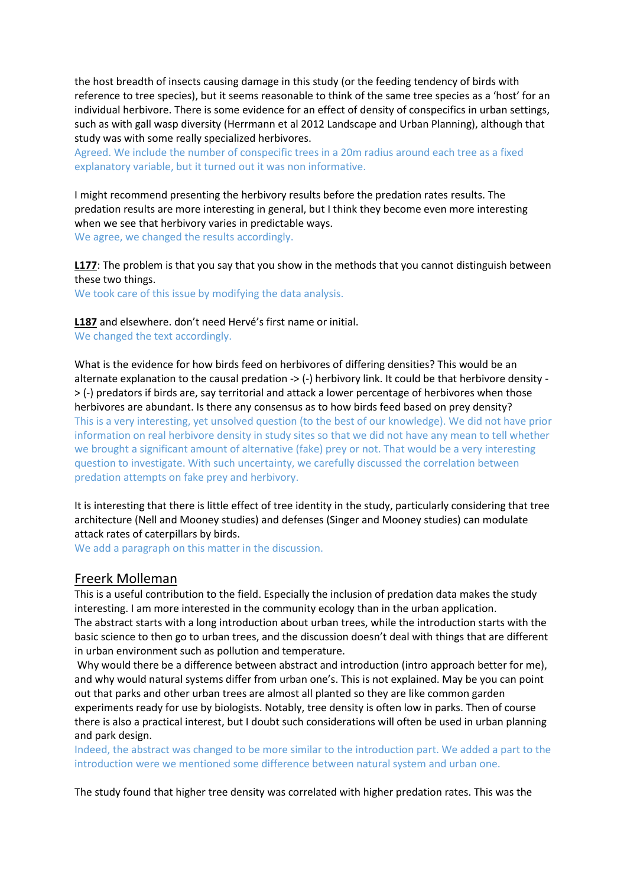the host breadth of insects causing damage in this study (or the feeding tendency of birds with reference to tree species), but it seems reasonable to think of the same tree species as a 'host' for an individual herbivore. There is some evidence for an effect of density of conspecifics in urban settings, such as with gall wasp diversity (Herrmann et al 2012 Landscape and Urban Planning), although that study was with some really specialized herbivores.

Agreed. We include the number of conspecific trees in a 20m radius around each tree as a fixed explanatory variable, but it turned out it was non informative.

I might recommend presenting the herbivory results before the predation rates results. The predation results are more interesting in general, but I think they become even more interesting when we see that herbivory varies in predictable ways.

We agree, we changed the results accordingly.

**L177**: The problem is that you say that you show in the methods that you cannot distinguish between these two things.

We took care of this issue by modifying the data analysis.

**L187** and elsewhere. don't need Hervé's first name or initial.

We changed the text accordingly.

What is the evidence for how birds feed on herbivores of differing densities? This would be an alternate explanation to the causal predation -> (-) herbivory link. It could be that herbivore density -> (-) predators if birds are, say territorial and attack a lower percentage of herbivores when those herbivores are abundant. Is there any consensus as to how birds feed based on prey density?

This is a very interesting, yet unsolved question (to the best of our knowledge). We did not have prior information on real herbivore density in study sites so that we did not have any mean to tell whether we brought a significant amount of alternative (fake) prey or not. That would be a very interesting question to investigate. With such uncertainty, we carefully discussed the correlation between predation attempts on fake prey and herbivory.

It is interesting that there is little effect of tree identity in the study, particularly considering that tree architecture (Nell and Mooney studies) and defenses (Singer and Mooney studies) can modulate attack rates of caterpillars by birds.

We add a paragraph on this matter in the discussion.

## Freerk Molleman

This is a useful contribution to the field. Especially the inclusion of predation data makes the study interesting. I am more interested in the community ecology than in the urban application.

The abstract starts with a long introduction about urban trees, while the introduction starts with the basic science to then go to urban trees, and the discussion doesn't deal with things that are different in urban environment such as pollution and temperature.

Why would there be a difference between abstract and introduction (intro approach better for me), and why would natural systems differ from urban one's. This is not explained. May be you can point out that parks and other urban trees are almost all planted so they are like common garden experiments ready for use by biologists. Notably, tree density is often low in parks. Then of course there is also a practical interest, but I doubt such considerations will often be used in urban planning and park design.

Indeed, the abstract was changed to be more similar to the introduction part. We added a part to the introduction were we mentioned some difference between natural system and urban one.

The study found that higher tree density was correlated with higher predation rates. This was the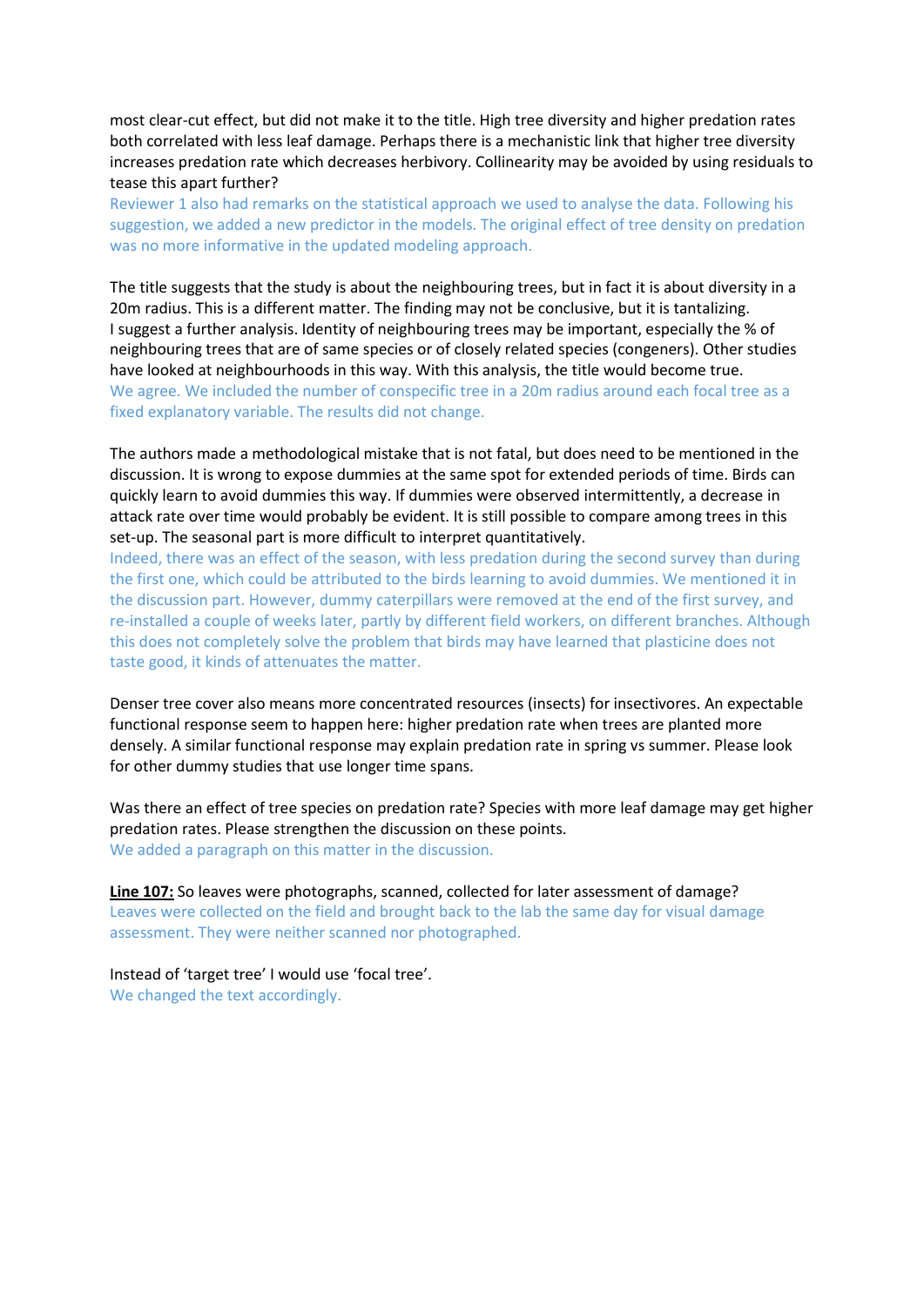most clear-cut effect, but did not make it to the title. High tree diversity and higher predation rates both correlated with less leaf damage. Perhaps there is a mechanistic link that higher tree diversity increases predation rate which decreases herbivory. Collinearity may be avoided by using residuals to tease this apart further?

Reviewer 1 also had remarks on the statistical approach we used to analyse the data. Following his suggestion, we added a new predictor in the models. The original effect of tree density on predation was no more informative in the updated modeling approach.

The title suggests that the study is about the neighbouring trees, but in fact it is about diversity in a 20m radius. This is a different matter. The finding may not be conclusive, but it is tantalizing. I suggest a further analysis. Identity of neighbouring trees may be important, especially the % of neighbouring trees that are of same species or of closely related species (congeners). Other studies have looked at neighbourhoods in this way. With this analysis, the title would become true.

We agree. We included the number of conspecific tree in a 20m radius around each focal tree as a fixed explanatory variable. The results did not change.

The authors made a methodological mistake that is not fatal, but does need to be mentioned in the discussion. It is wrong to expose dummies at the same spot for extended periods of time. Birds can quickly learn to avoid dummies this way. If dummies were observed intermittently, a decrease in attack rate over time would probably be evident. It is still possible to compare among trees in this set-up. The seasonal part is more difficult to interpret quantitatively.

Indeed, there was an effect of the season, with less predation during the second survey than during the first one, which could be attributed to the birds learning to avoid dummies. We mentioned it in the discussion part. However, dummy caterpillars were removed at the end of the first survey, and re-installed a couple of weeks later, partly by different field workers, on different branches. Although this does not completely solve the problem that birds may have learned that plasticine does not taste good, it kinds of attenuates the matter.

Denser tree cover also means more concentrated resources (insects) for insectivores. An expectable functional response seem to happen here: higher predation rate when trees are planted more densely. A similar functional response may explain predation rate in spring vs summer. Please look for other dummy studies that use longer time spans.

Was there an effect of tree species on predation rate? Species with more leaf damage may get higher predation rates. Please strengthen the discussion on these points.

We added a paragraph on this matter in the discussion.

**Line 107:** So leaves were photographs, scanned, collected for later assessment of damage?

Leaves were collected on the field and brought back to the lab the same day for visual damage assessment. They were neither scanned nor photographed.

Instead of 'target tree' I would use 'focal tree'.

We changed the text accordingly.